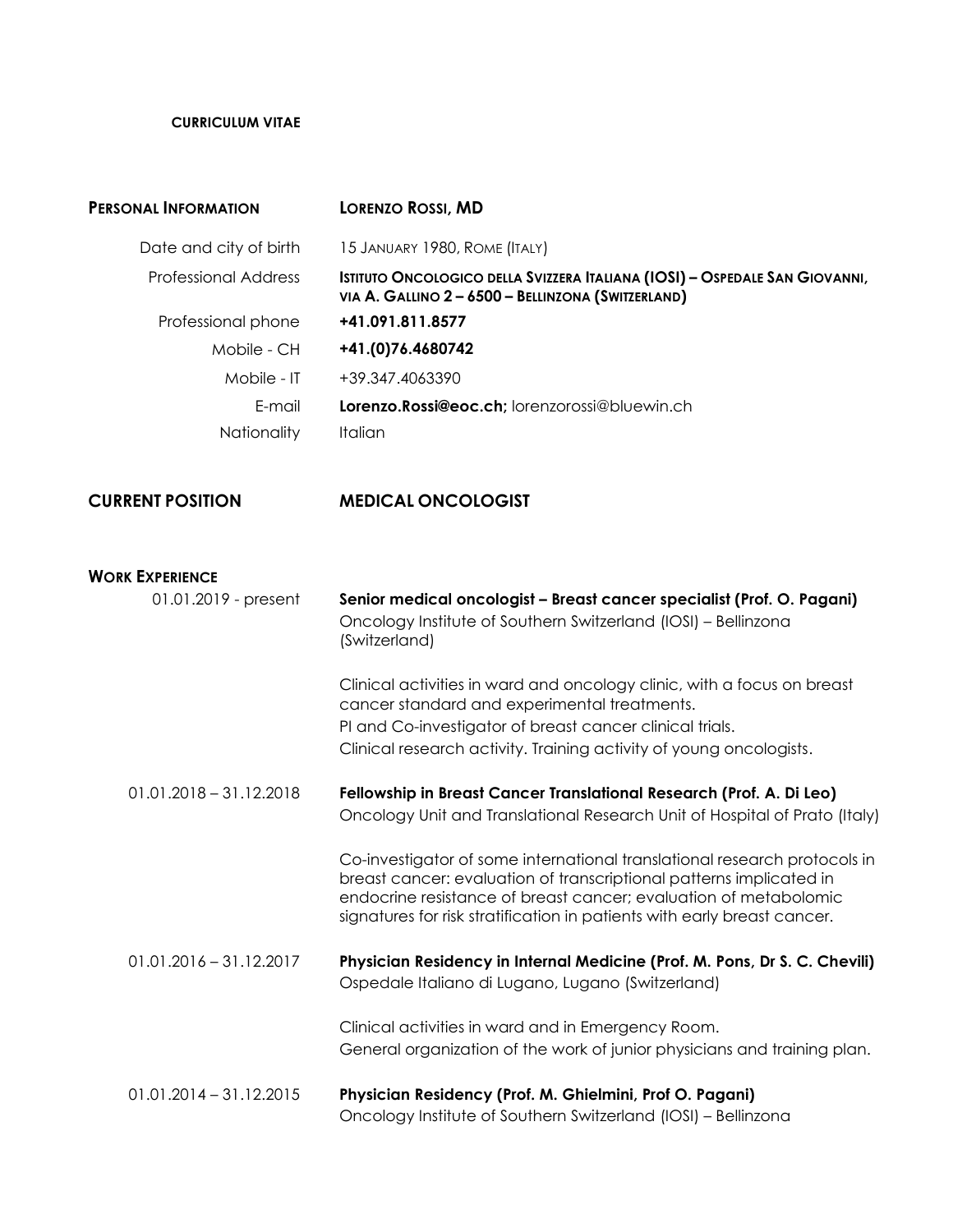**CURRICULUM VITAE**

| **PERSONAL INFORMATION** | **LORENZO ROSSI, MD** |
| --- | --- |
| Date and city of birth | 15 JANUARY 1980, ROME (ITALY) |
| Professional Address | **ISTITUTO ONCOLOGICO DELLA SVIZZERA ITALIANA (IOSI) – OSPEDALE SAN GIOVANNI, VIA A. GALLINO 2 – 6500 – BELLINZONA (SWITZERLAND)** |
| Professional phone | **+41.091.811.8577** |
| Mobile - CH | **+41.(0)76.4680742** |
| Mobile - IT | +39.347.4063390 |
| E-mail | **Lorenzo.Rossi@eoc.ch;** lorenzorossi@bluewin.ch |
| Nationality | Italian |

## CURRENT POSITION — MEDICAL ONCOLOGIST

## WORK EXPERIENCE

**01.01.2019 - present**

**Senior medical oncologist – Breast cancer specialist (Prof. O. Pagani)**
Oncology Institute of Southern Switzerland (IOSI) – Bellinzona (Switzerland)

Clinical activities in ward and oncology clinic, with a focus on breast cancer standard and experimental treatments.
PI and Co-investigator of breast cancer clinical trials.
Clinical research activity. Training activity of young oncologists.

**01.01.2018 – 31.12.2018**

**Fellowship in Breast Cancer Translational Research (Prof. A. Di Leo)**
Oncology Unit and Translational Research Unit of Hospital of Prato (Italy)

Co-investigator of some international translational research protocols in breast cancer: evaluation of transcriptional patterns implicated in endocrine resistance of breast cancer; evaluation of metabolomic signatures for risk stratification in patients with early breast cancer.

**01.01.2016 – 31.12.2017**

**Physician Residency in Internal Medicine (Prof. M. Pons, Dr S. C. Chevili)**
Ospedale Italiano di Lugano, Lugano (Switzerland)

Clinical activities in ward and in Emergency Room.
General organization of the work of junior physicians and training plan.

**01.01.2014 – 31.12.2015**

**Physician Residency (Prof. M. Ghielmini, Prof O. Pagani)**
Oncology Institute of Southern Switzerland (IOSI) – Bellinzona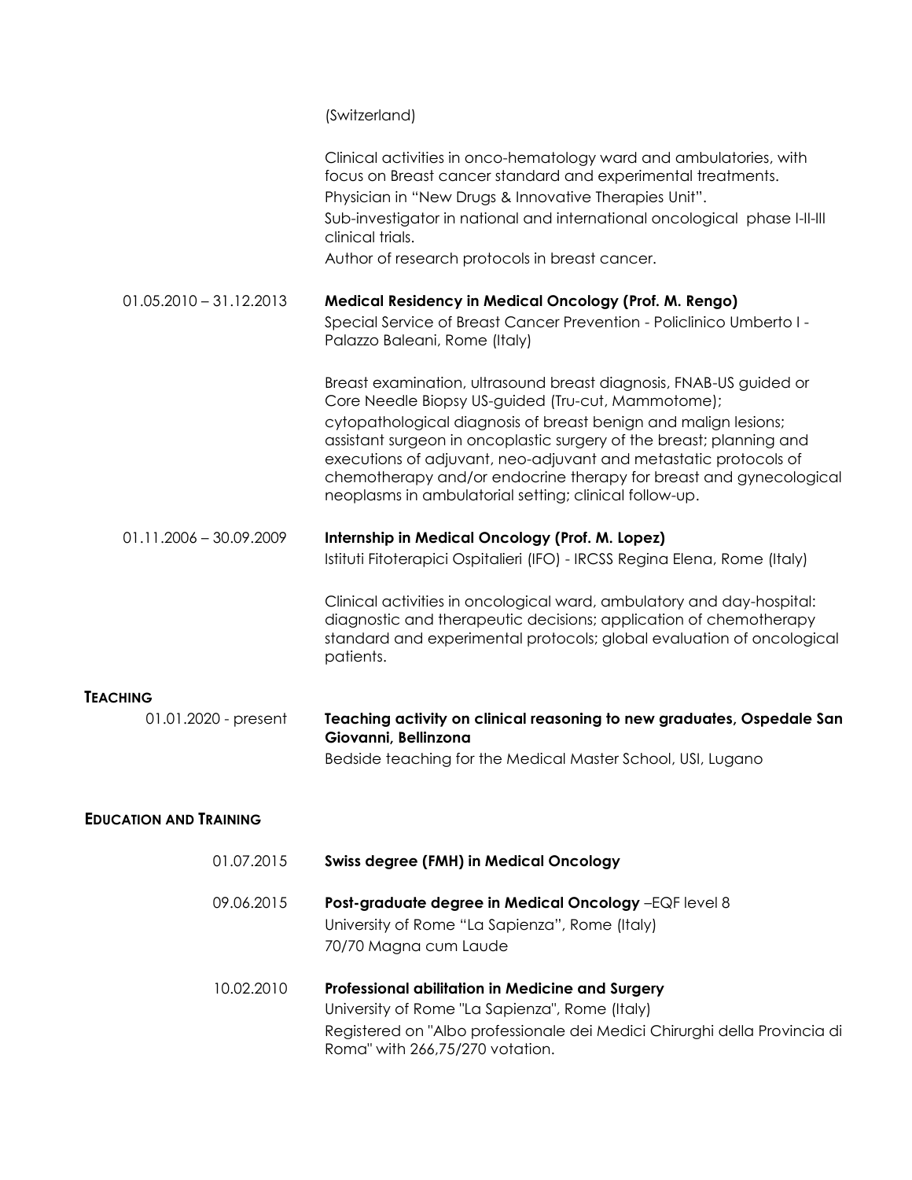(Switzerland)

Clinical activities in onco-hematology ward and ambulatories, with focus on Breast cancer standard and experimental treatments.
Physician in "New Drugs & Innovative Therapies Unit".
Sub-investigator in national and international oncological phase I-II-III clinical trials.
Author of research protocols in breast cancer.

01.05.2010 – 31.12.2013 **Medical Residency in Medical Oncology (Prof. M. Rengo)**
Special Service of Breast Cancer Prevention - Policlinico Umberto I - Palazzo Baleani, Rome (Italy)

Breast examination, ultrasound breast diagnosis, FNAB-US guided or Core Needle Biopsy US-guided (Tru-cut, Mammotome);
cytopathological diagnosis of breast benign and malign lesions; assistant surgeon in oncoplastic surgery of the breast; planning and executions of adjuvant, neo-adjuvant and metastatic protocols of chemotherapy and/or endocrine therapy for breast and gynecological neoplasms in ambulatorial setting; clinical follow-up.

01.11.2006 – 30.09.2009 **Internship in Medical Oncology (Prof. M. Lopez)**
Istituti Fitoterapici Ospitalieri (IFO) - IRCSS Regina Elena, Rome (Italy)

Clinical activities in oncological ward, ambulatory and day-hospital: diagnostic and therapeutic decisions; application of chemotherapy standard and experimental protocols; global evaluation of oncological patients.

## TEACHING

01.01.2020 - present **Teaching activity on clinical reasoning to new graduates, Ospedale San Giovanni, Bellinzona**
Bedside teaching for the Medical Master School, USI, Lugano

## EDUCATION AND TRAINING

01.07.2015 **Swiss degree (FMH) in Medical Oncology**

09.06.2015 **Post-graduate degree in Medical Oncology** –EQF level 8
University of Rome "La Sapienza", Rome (Italy)
70/70 Magna cum Laude

10.02.2010 **Professional abilitation in Medicine and Surgery**
University of Rome "La Sapienza", Rome (Italy)
Registered on "Albo professionale dei Medici Chirurghi della Provincia di Roma" with 266,75/270 votation.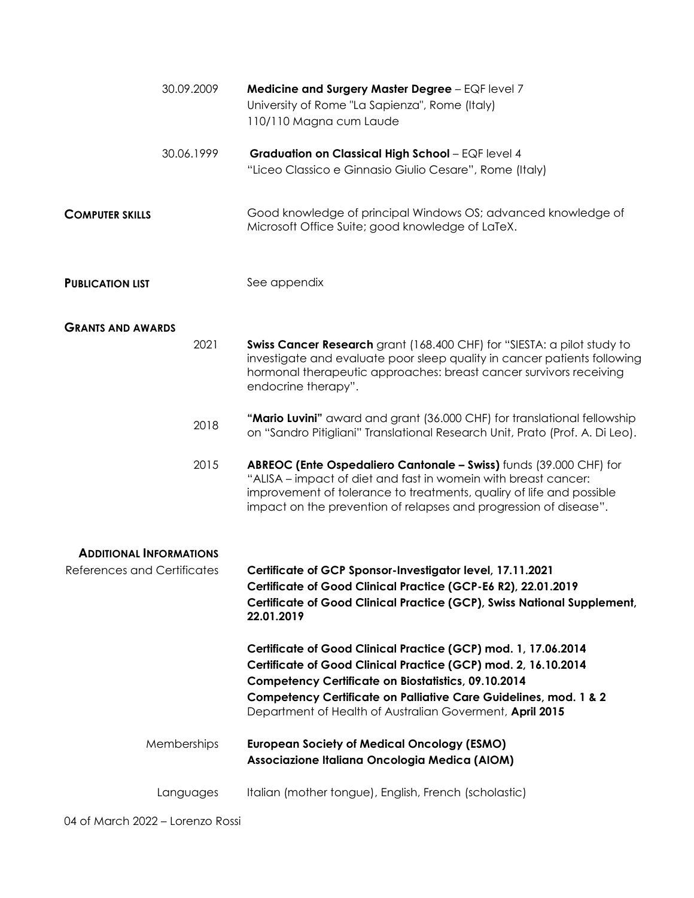30.09.2009 **Medicine and Surgery Master Degree** – EQF level 7
University of Rome "La Sapienza", Rome (Italy)
110/110 Magna cum Laude

30.06.1999 **Graduation on Classical High School** – EQF level 4
"Liceo Classico e Ginnasio Giulio Cesare", Rome (Italy)

## COMPUTER SKILLS

Good knowledge of principal Windows OS; advanced knowledge of Microsoft Office Suite; good knowledge of LaTeX.

## PUBLICATION LIST

See appendix

## GRANTS AND AWARDS

2021 **Swiss Cancer Research** grant (168.400 CHF) for "SIESTA: a pilot study to investigate and evaluate poor sleep quality in cancer patients following hormonal therapeutic approaches: breast cancer survivors receiving endocrine therapy".

2018 **"Mario Luvini"** award and grant (36.000 CHF) for translational fellowship on "Sandro Pitigliani" Translational Research Unit, Prato (Prof. A. Di Leo).

2015 **ABREOC (Ente Ospedaliero Cantonale – Swiss)** funds (39.000 CHF) for "ALISA – impact of diet and fast in womein with breast cancer: improvement of tolerance to treatments, qualiry of life and possible impact on the prevention of relapses and progression of disease".

## ADDITIONAL INFORMATIONS

References and Certificates

**Certificate of GCP Sponsor-Investigator level, 17.11.2021**
**Certificate of Good Clinical Practice (GCP-E6 R2), 22.01.2019**
**Certificate of Good Clinical Practice (GCP), Swiss National Supplement, 22.01.2019**

**Certificate of Good Clinical Practice (GCP) mod. 1, 17.06.2014**
**Certificate of Good Clinical Practice (GCP) mod. 2, 16.10.2014**
**Competency Certificate on Biostatistics, 09.10.2014**
**Competency Certificate on Palliative Care Guidelines, mod. 1 & 2**
Department of Health of Australian Goverment, **April 2015**

Memberships

**European Society of Medical Oncology (ESMO)**
**Associazione Italiana Oncologia Medica (AIOM)**

Languages

Italian (mother tongue), English, French (scholastic)

04 of March 2022 – Lorenzo Rossi